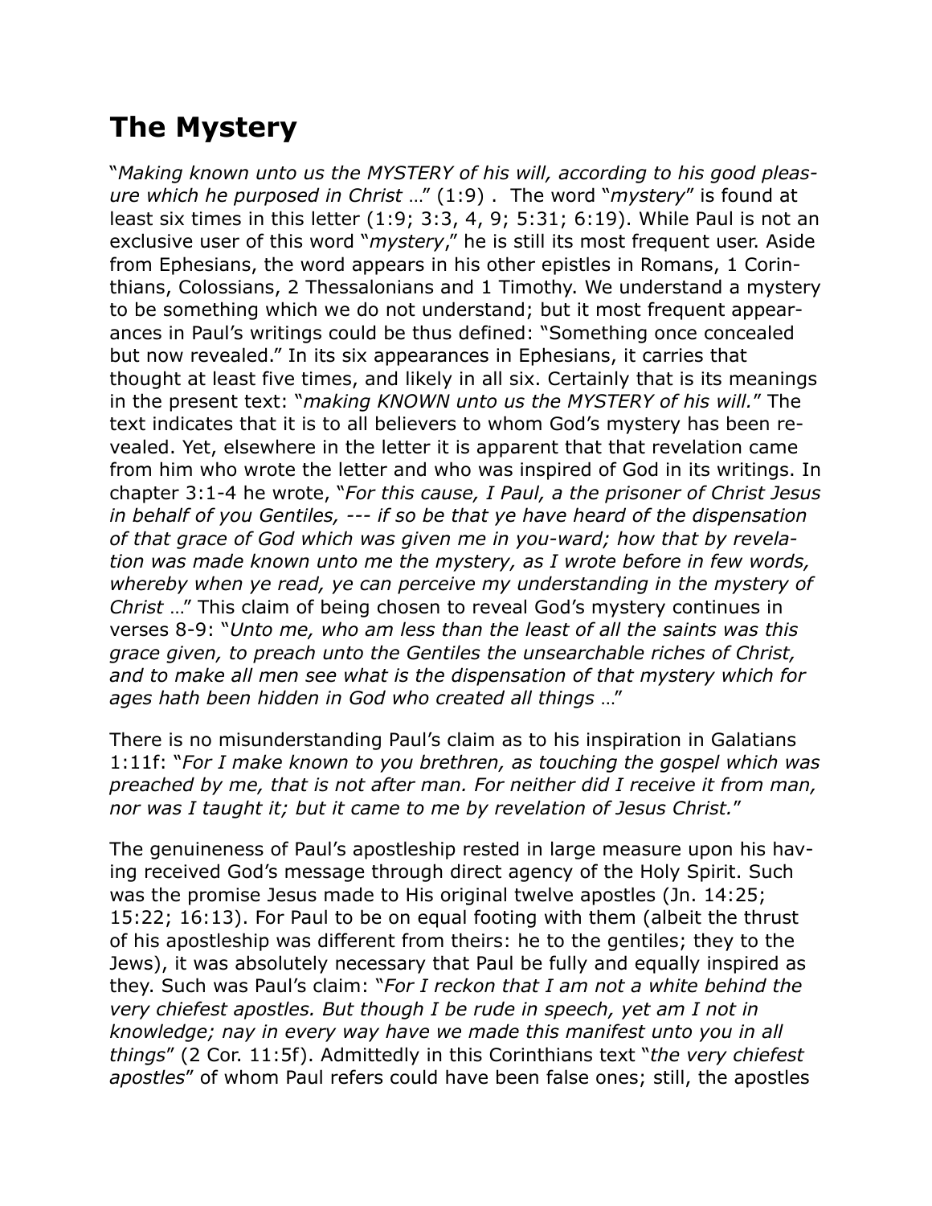# The Mystery

"*Making known unto us the MYSTERY of his will, according to his good pleasure which he purposed in Christ* …" (1:9) . The word "*mystery*" is found at least six times in this letter (1:9; 3:3, 4, 9; 5:31; 6:19). While Paul is not an exclusive user of this word "*mystery*," he is still its most frequent user. Aside from Ephesians, the word appears in his other epistles in Romans, 1 Corinthians, Colossians, 2 Thessalonians and 1 Timothy. We understand a mystery to be something which we do not understand; but it most frequent appearances in Paul's writings could be thus defined: "Something once concealed but now revealed." In its six appearances in Ephesians, it carries that thought at least five times, and likely in all six. Certainly that is its meanings in the present text: "*making KNOWN unto us the MYSTERY of his will.*" The text indicates that it is to all believers to whom God's mystery has been revealed. Yet, elsewhere in the letter it is apparent that that revelation came from him who wrote the letter and who was inspired of God in its writings. In chapter 3:1-4 he wrote, "*For this cause, I Paul, a the prisoner of Christ Jesus in behalf of you Gentiles, --- if so be that ye have heard of the dispensation of that grace of God which was given me in you-ward; how that by revelation was made known unto me the mystery, as I wrote before in few words, whereby when ye read, ye can perceive my understanding in the mystery of Christ* …" This claim of being chosen to reveal God's mystery continues in verses 8-9: "*Unto me, who am less than the least of all the saints was this grace given, to preach unto the Gentiles the unsearchable riches of Christ, and to make all men see what is the dispensation of that mystery which for ages hath been hidden in God who created all things* …"

There is no misunderstanding Paul's claim as to his inspiration in Galatians 1:11f: "*For I make known to you brethren, as touching the gospel which was preached by me, that is not after man. For neither did I receive it from man, nor was I taught it; but it came to me by revelation of Jesus Christ.*"

The genuineness of Paul's apostleship rested in large measure upon his having received God's message through direct agency of the Holy Spirit. Such was the promise Jesus made to His original twelve apostles (Jn. 14:25; 15:22; 16:13). For Paul to be on equal footing with them (albeit the thrust of his apostleship was different from theirs: he to the gentiles; they to the Jews), it was absolutely necessary that Paul be fully and equally inspired as they. Such was Paul's claim: "*For I reckon that I am not a white behind the very chiefest apostles. But though I be rude in speech, yet am I not in knowledge; nay in every way have we made this manifest unto you in all things*" (2 Cor. 11:5f). Admittedly in this Corinthians text "*the very chiefest apostles*" of whom Paul refers could have been false ones; still, the apostles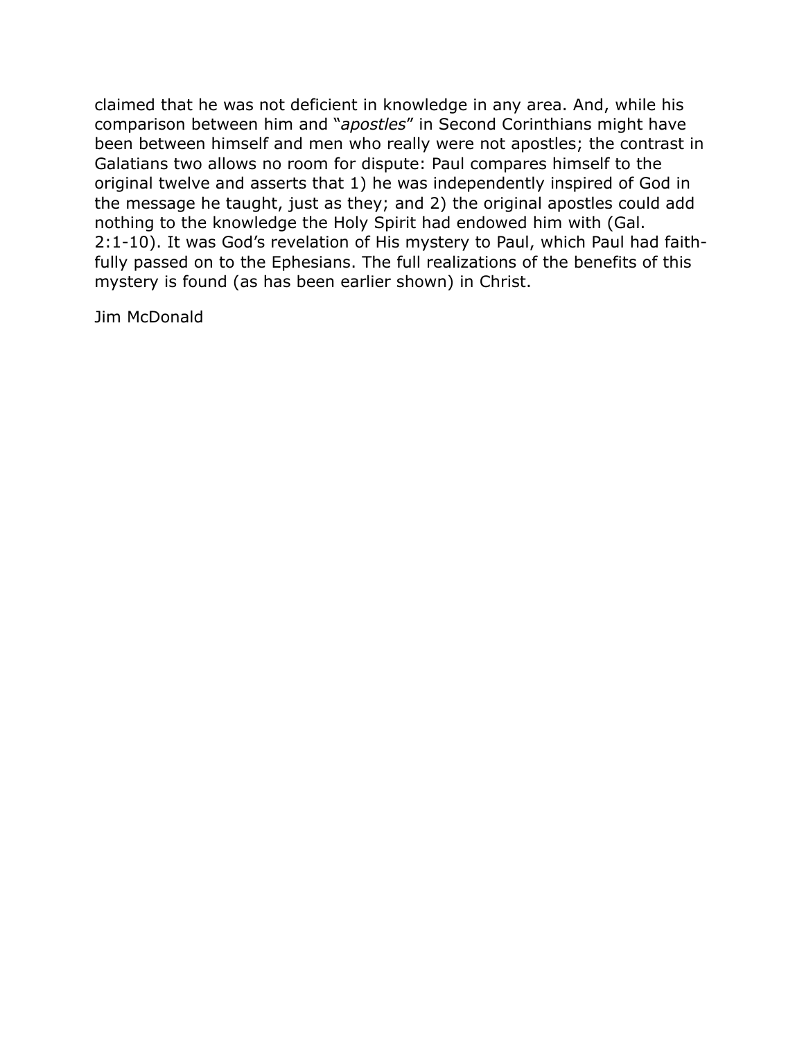claimed that he was not deficient in knowledge in any area. And, while his comparison between him and "*apostles*" in Second Corinthians might have been between himself and men who really were not apostles; the contrast in Galatians two allows no room for dispute: Paul compares himself to the original twelve and asserts that 1) he was independently inspired of God in the message he taught, just as they; and 2) the original apostles could add nothing to the knowledge the Holy Spirit had endowed him with (Gal. 2:1-10). It was God's revelation of His mystery to Paul, which Paul had faithfully passed on to the Ephesians. The full realizations of the benefits of this mystery is found (as has been earlier shown) in Christ.

Jim McDonald